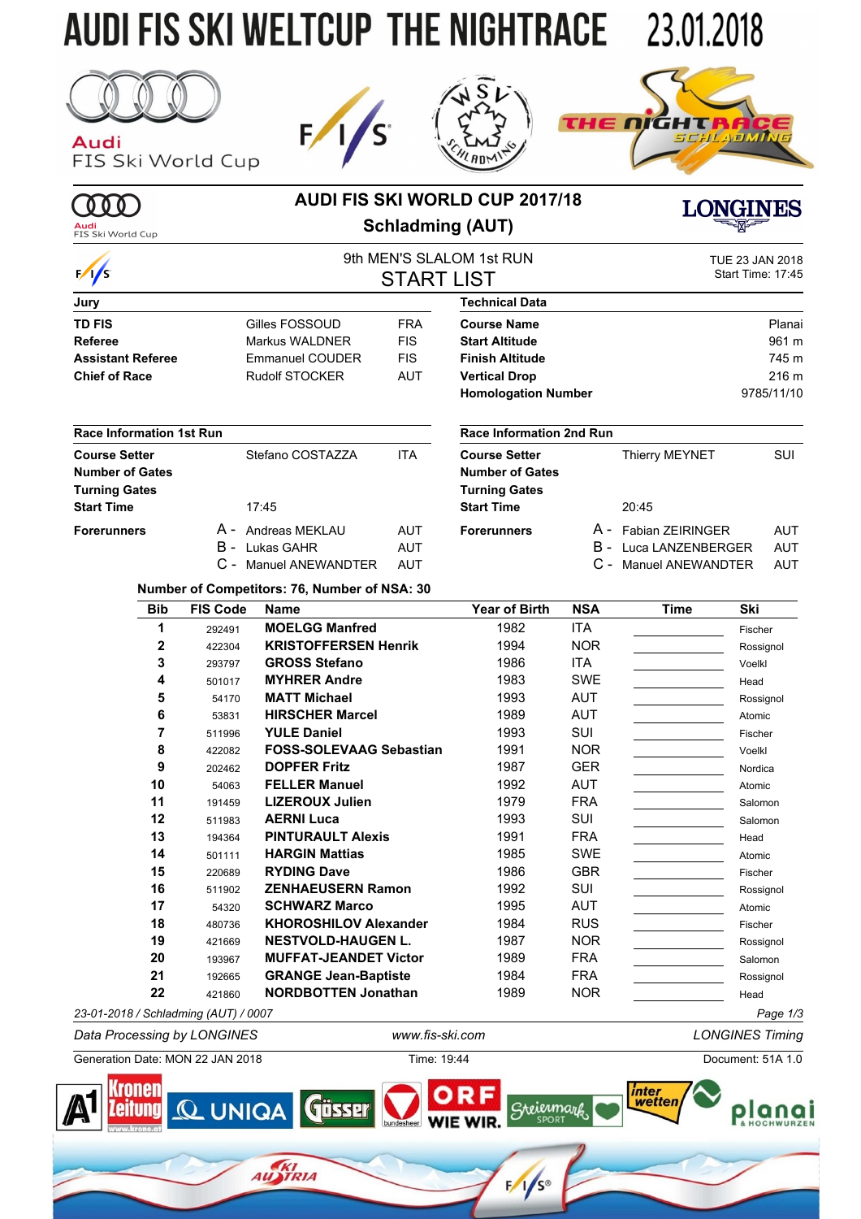# AUDI FIS SKI WELTCUP THE NIGHTRACE 23.01.2018

## AUDI FIS SKI WORLD CUP 2017/18
## Schladming (AUT)

### 9th MEN'S SLALOM 1st RUN
### START LIST

TUE 23 JAN 2018
Start Time: 17:45

| Jury | | |
|---|---|---|
| **TD FIS** | Gilles FOSSOUD | FRA |
| **Referee** | Markus WALDNER | FIS |
| **Assistant Referee** | Emmanuel COUDER | FIS |
| **Chief of Race** | Rudolf STOCKER | AUT |

| Technical Data | |
|---|---|
| **Course Name** | Planai |
| **Start Altitude** | 961 m |
| **Finish Altitude** | 745 m |
| **Vertical Drop** | 216 m |
| **Homologation Number** | 9785/11/10 |

| Race Information 1st Run | | |
|---|---|---|
| **Course Setter** | Stefano COSTAZZA | ITA |
| **Number of Gates** | | |
| **Turning Gates** | | |
| **Start Time** | 17:45 | |
| **Forerunners** | A - Andreas MEKLAU | AUT |
| | B - Lukas GAHR | AUT |
| | C - Manuel ANEWANDTER | AUT |

| Race Information 2nd Run | | |
|---|---|---|
| **Course Setter** | Thierry MEYNET | SUI |
| **Number of Gates** | | |
| **Turning Gates** | | |
| **Start Time** | 20:45 | |
| **Forerunners** | A - Fabian ZEIRINGER | AUT |
| | B - Luca LANZENBERGER | AUT |
| | C - Manuel ANEWANDTER | AUT |

**Number of Competitors: 76, Number of NSA: 30**

| Bib | FIS Code | Name | Year of Birth | NSA | Time | Ski |
|---|---|---|---|---|---|---|
| 1 | 292491 | **MOELGG Manfred** | 1982 | ITA | | Fischer |
| 2 | 422304 | **KRISTOFFERSEN Henrik** | 1994 | NOR | | Rossignol |
| 3 | 293797 | **GROSS Stefano** | 1986 | ITA | | Voelkl |
| 4 | 501017 | **MYHRER Andre** | 1983 | SWE | | Head |
| 5 | 54170 | **MATT Michael** | 1993 | AUT | | Rossignol |
| 6 | 53831 | **HIRSCHER Marcel** | 1989 | AUT | | Atomic |
| 7 | 511996 | **YULE Daniel** | 1993 | SUI | | Fischer |
| 8 | 422082 | **FOSS-SOLEVAAG Sebastian** | 1991 | NOR | | Voelkl |
| 9 | 202462 | **DOPFER Fritz** | 1987 | GER | | Nordica |
| 10 | 54063 | **FELLER Manuel** | 1992 | AUT | | Atomic |
| 11 | 191459 | **LIZEROUX Julien** | 1979 | FRA | | Salomon |
| 12 | 511983 | **AERNI Luca** | 1993 | SUI | | Salomon |
| 13 | 194364 | **PINTURAULT Alexis** | 1991 | FRA | | Head |
| 14 | 501111 | **HARGIN Mattias** | 1985 | SWE | | Atomic |
| 15 | 220689 | **RYDING Dave** | 1986 | GBR | | Fischer |
| 16 | 511902 | **ZENHAEUSERN Ramon** | 1992 | SUI | | Rossignol |
| 17 | 54320 | **SCHWARZ Marco** | 1995 | AUT | | Atomic |
| 18 | 480736 | **KHOROSHILOV Alexander** | 1984 | RUS | | Fischer |
| 19 | 421669 | **NESTVOLD-HAUGEN L.** | 1987 | NOR | | Rossignol |
| 20 | 193967 | **MUFFAT-JEANDET Victor** | 1989 | FRA | | Salomon |
| 21 | 192665 | **GRANGE Jean-Baptiste** | 1984 | FRA | | Rossignol |
| 22 | 421860 | **NORDBOTTEN Jonathan** | 1989 | NOR | | Head |

*23-01-2018 / Schladming (AUT) / 0007*

*Data Processing by LONGINES* — www.fis-ski.com — *LONGINES Timing*

Generation Date: MON 22 JAN 2018 — Time: 19:44 — Document: 51A 1.0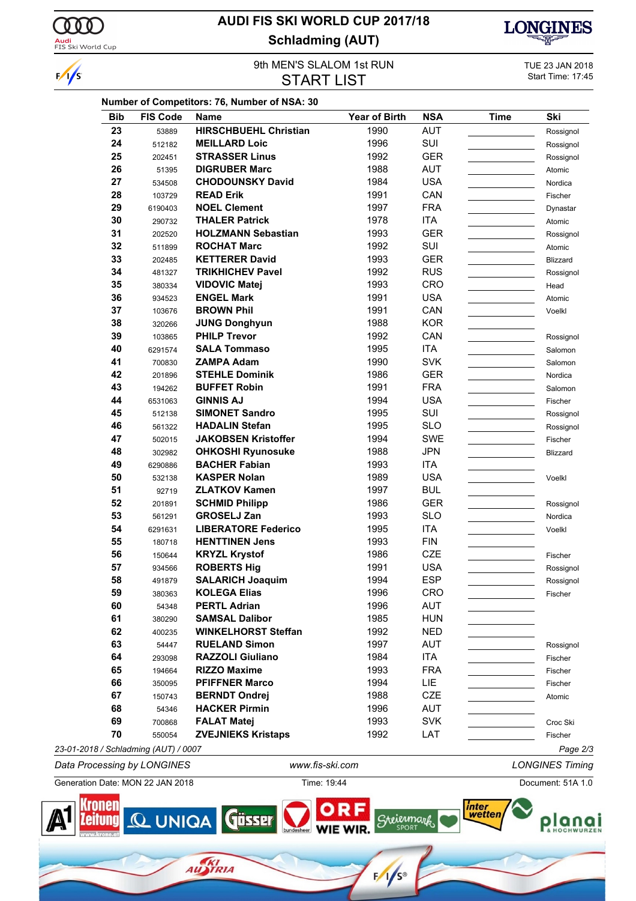# AUDI FIS SKI WORLD CUP 2017/18

## Schladming (AUT)

### 9th MEN'S SLALOM 1st RUN

### START LIST

TUE 23 JAN 2018
Start Time: 17:45

**Number of Competitors: 76, Number of NSA: 30**

| Bib | FIS Code | Name | Year of Birth | NSA | Time | Ski |
|---|---|---|---|---|---|---|
| 23 | 53889 | HIRSCHBUEHL Christian | 1990 | AUT | | Rossignol |
| 24 | 512182 | MEILLARD Loic | 1996 | SUI | | Rossignol |
| 25 | 202451 | STRASSER Linus | 1992 | GER | | Rossignol |
| 26 | 51395 | DIGRUBER Marc | 1988 | AUT | | Atomic |
| 27 | 534508 | CHODOUNSKY David | 1984 | USA | | Nordica |
| 28 | 103729 | READ Erik | 1991 | CAN | | Fischer |
| 29 | 6190403 | NOEL Clement | 1997 | FRA | | Dynastar |
| 30 | 290732 | THALER Patrick | 1978 | ITA | | Atomic |
| 31 | 202520 | HOLZMANN Sebastian | 1993 | GER | | Rossignol |
| 32 | 511899 | ROCHAT Marc | 1992 | SUI | | Atomic |
| 33 | 202485 | KETTERER David | 1993 | GER | | Blizzard |
| 34 | 481327 | TRIKHICHEV Pavel | 1992 | RUS | | Rossignol |
| 35 | 380334 | VIDOVIC Matej | 1993 | CRO | | Head |
| 36 | 934523 | ENGEL Mark | 1991 | USA | | Atomic |
| 37 | 103676 | BROWN Phil | 1991 | CAN | | Voelkl |
| 38 | 320266 | JUNG Donghyun | 1988 | KOR | | |
| 39 | 103865 | PHILP Trevor | 1992 | CAN | | Rossignol |
| 40 | 6291574 | SALA Tommaso | 1995 | ITA | | Salomon |
| 41 | 700830 | ZAMPA Adam | 1990 | SVK | | Salomon |
| 42 | 201896 | STEHLE Dominik | 1986 | GER | | Nordica |
| 43 | 194262 | BUFFET Robin | 1991 | FRA | | Salomon |
| 44 | 6531063 | GINNIS AJ | 1994 | USA | | Fischer |
| 45 | 512138 | SIMONET Sandro | 1995 | SUI | | Rossignol |
| 46 | 561322 | HADALIN Stefan | 1995 | SLO | | Rossignol |
| 47 | 502015 | JAKOBSEN Kristoffer | 1994 | SWE | | Fischer |
| 48 | 302982 | OHKOSHI Ryunosuke | 1988 | JPN | | Blizzard |
| 49 | 6290886 | BACHER Fabian | 1993 | ITA | | |
| 50 | 532138 | KASPER Nolan | 1989 | USA | | Voelkl |
| 51 | 92719 | ZLATKOV Kamen | 1997 | BUL | | |
| 52 | 201891 | SCHMID Philipp | 1986 | GER | | Rossignol |
| 53 | 561291 | GROSELJ Zan | 1993 | SLO | | Nordica |
| 54 | 6291631 | LIBERATORE Federico | 1995 | ITA | | Voelkl |
| 55 | 180718 | HENTTINEN Jens | 1993 | FIN | | |
| 56 | 150644 | KRYZL Krystof | 1986 | CZE | | Fischer |
| 57 | 934566 | ROBERTS Hig | 1991 | USA | | Rossignol |
| 58 | 491879 | SALARICH Joaquim | 1994 | ESP | | Rossignol |
| 59 | 380363 | KOLEGA Elias | 1996 | CRO | | Fischer |
| 60 | 54348 | PERTL Adrian | 1996 | AUT | | |
| 61 | 380290 | SAMSAL Dalibor | 1985 | HUN | | |
| 62 | 400235 | WINKELHORST Steffan | 1992 | NED | | |
| 63 | 54447 | RUELAND Simon | 1997 | AUT | | Rossignol |
| 64 | 293098 | RAZZOLI Giuliano | 1984 | ITA | | Fischer |
| 65 | 194664 | RIZZO Maxime | 1993 | FRA | | Fischer |
| 66 | 350095 | PFIFFNER Marco | 1994 | LIE | | Fischer |
| 67 | 150743 | BERNDT Ondrej | 1988 | CZE | | Atomic |
| 68 | 54346 | HACKER Pirmin | 1996 | AUT | | |
| 69 | 700868 | FALAT Matej | 1993 | SVK | | Croc Ski |
| 70 | 550054 | ZVEJNIEKS Kristaps | 1992 | LAT | | Fischer |

*23-01-2018 / Schladming (AUT) / 0007*

*Data Processing by LONGINES* — *www.fis-ski.com* — *LONGINES Timing*

Generation Date: MON 22 JAN 2018 — Time: 19:44 — Document: 51A 1.0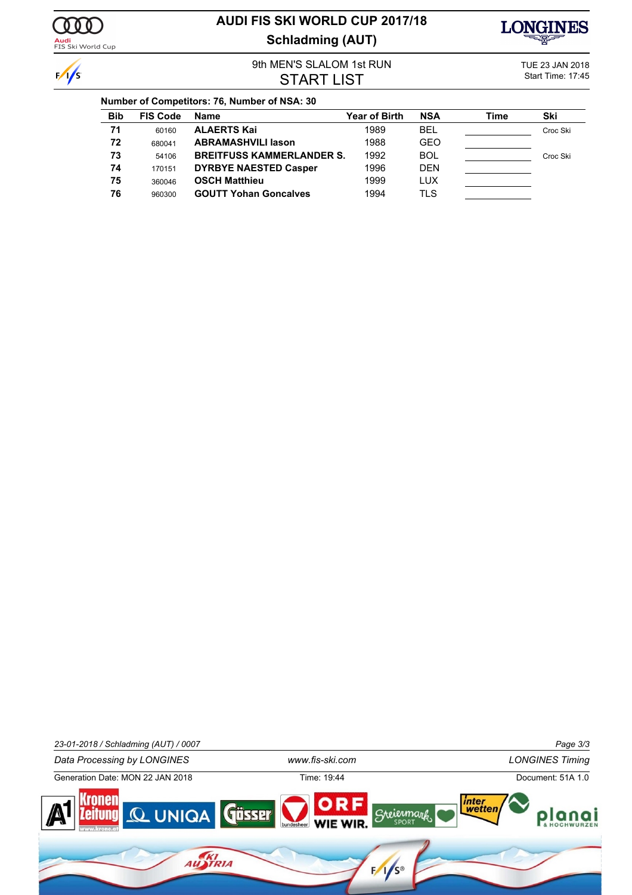# AUDI FIS SKI WORLD CUP 2017/18

## Schladming (AUT)

### 9th MEN'S SLALOM 1st RUN

### START LIST

TUE 23 JAN 2018
Start Time: 17:45

**Number of Competitors: 76, Number of NSA: 30**

| Bib | FIS Code | Name | Year of Birth | NSA | Time | Ski |
|---|---|---|---|---|---|---|
| 71 | 60160 | ALAERTS Kai | 1989 | BEL | | Croc Ski |
| 72 | 680041 | ABRAMASHVILI Iason | 1988 | GEO | | |
| 73 | 54106 | BREITFUSS KAMMERLANDER S. | 1992 | BOL | | Croc Ski |
| 74 | 170151 | DYRBYE NAESTED Casper | 1996 | DEN | | |
| 75 | 360046 | OSCH Matthieu | 1999 | LUX | | |
| 76 | 960300 | GOUTT Yohan Goncalves | 1994 | TLS | | |

*23-01-2018 / Schladming (AUT) / 0007*

*Data Processing by LONGINES* — *www.fis-ski.com* — *LONGINES Timing*

Generation Date: MON 22 JAN 2018 — Time: 19:44 — Document: 51A 1.0